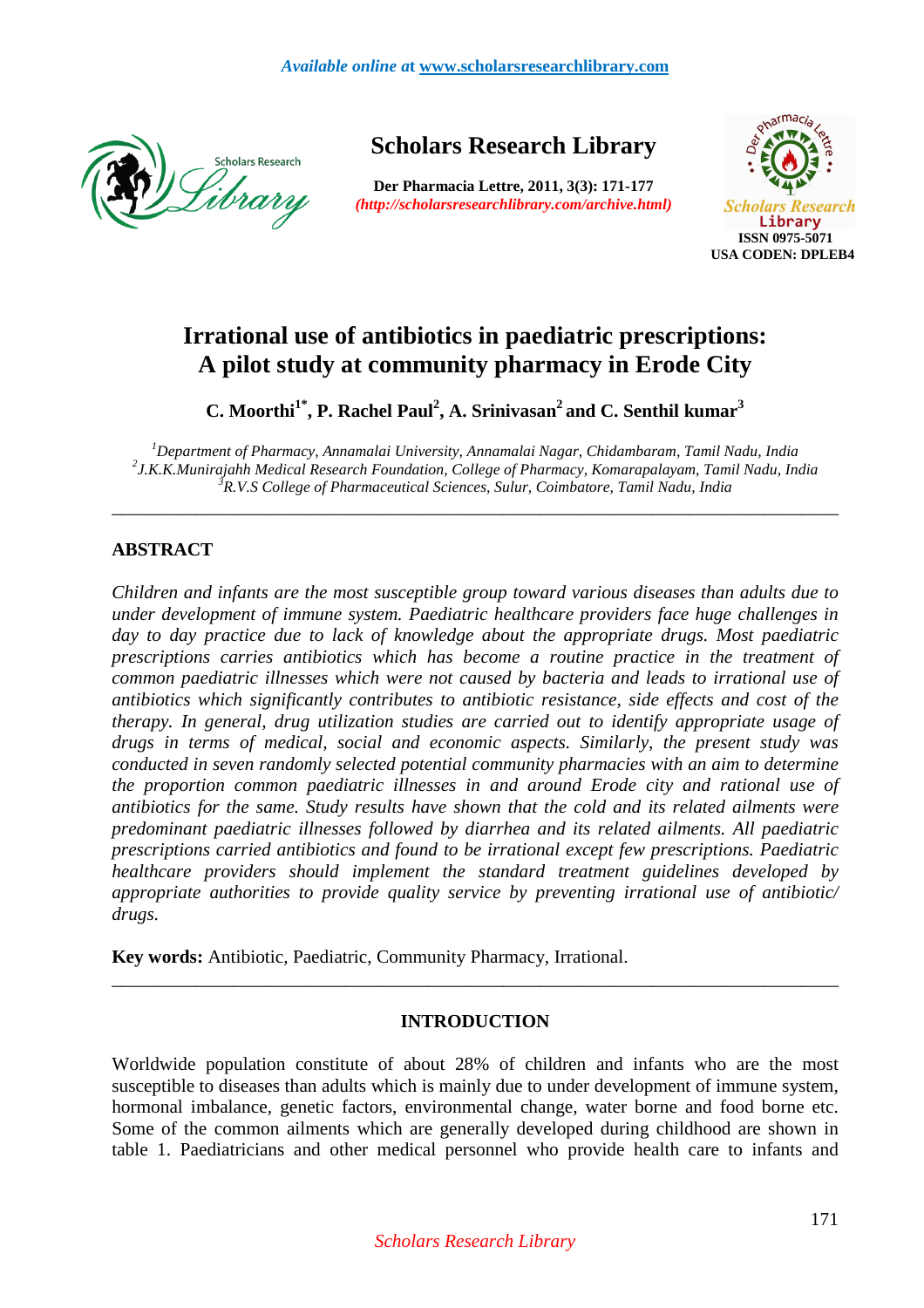# Irrational use of antibiotics in paediatric prescriptions: A pilot study at community pharmacy in Erode City

**C. Moorthi[1*], P. Rachel Paul[2], A. Srinivasan[2] and C. Senthil kumar[3]**

*[1]Department of Pharmacy, Annamalai University, Annamalai Nagar, Chidambaram, Tamil Nadu, India*
*[2]J.K.K.Munirajahh Medical Research Foundation, College of Pharmacy, Komarapalayam, Tamil Nadu, India*
*[3]R.V.S College of Pharmaceutical Sciences, Sulur, Coimbatore, Tamil Nadu, India*

---

## ABSTRACT

*Children and infants are the most susceptible group toward various diseases than adults due to under development of immune system. Paediatric healthcare providers face huge challenges in day to day practice due to lack of knowledge about the appropriate drugs. Most paediatric prescriptions carries antibiotics which has become a routine practice in the treatment of common paediatric illnesses which were not caused by bacteria and leads to irrational use of antibiotics which significantly contributes to antibiotic resistance, side effects and cost of the therapy. In general, drug utilization studies are carried out to identify appropriate usage of drugs in terms of medical, social and economic aspects. Similarly, the present study was conducted in seven randomly selected potential community pharmacies with an aim to determine the proportion common paediatric illnesses in and around Erode city and rational use of antibiotics for the same. Study results have shown that the cold and its related ailments were predominant paediatric illnesses followed by diarrhea and its related ailments. All paediatric prescriptions carried antibiotics and found to be irrational except few prescriptions. Paediatric healthcare providers should implement the standard treatment guidelines developed by appropriate authorities to provide quality service by preventing irrational use of antibiotic/ drugs.*

**Key words:** Antibiotic, Paediatric, Community Pharmacy, Irrational.

---

## INTRODUCTION

Worldwide population constitute of about 28% of children and infants who are the most susceptible to diseases than adults which is mainly due to under development of immune system, hormonal imbalance, genetic factors, environmental change, water borne and food borne etc. Some of the common ailments which are generally developed during childhood are shown in table 1. Paediatricians and other medical personnel who provide health care to infants and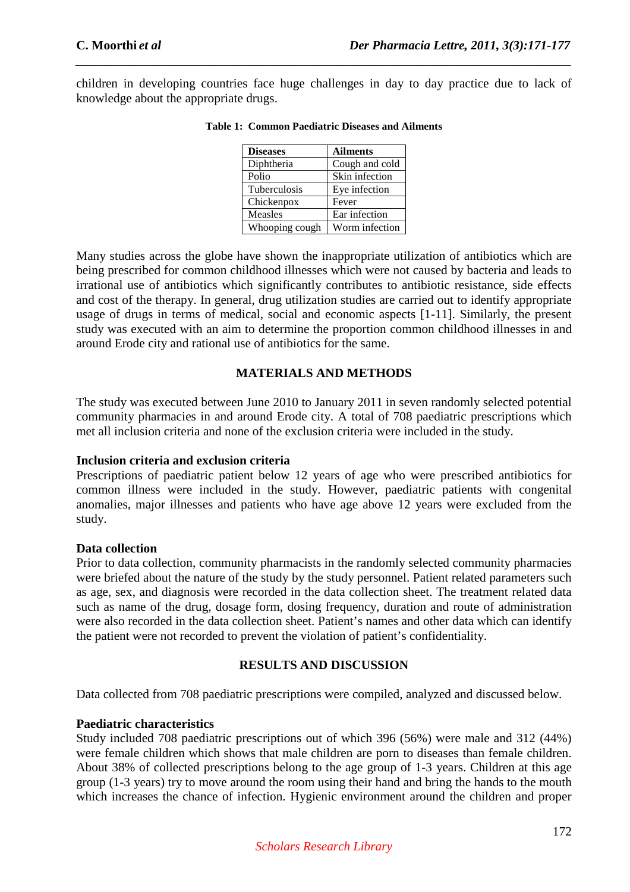children in developing countries face huge challenges in day to day practice due to lack of knowledge about the appropriate drugs.

**Table 1: Common Paediatric Diseases and Ailments**

| Diseases | Ailments |
|---|---|
| Diphtheria | Cough and cold |
| Polio | Skin infection |
| Tuberculosis | Eye infection |
| Chickenpox | Fever |
| Measles | Ear infection |
| Whooping cough | Worm infection |

Many studies across the globe have shown the inappropriate utilization of antibiotics which are being prescribed for common childhood illnesses which were not caused by bacteria and leads to irrational use of antibiotics which significantly contributes to antibiotic resistance, side effects and cost of the therapy. In general, drug utilization studies are carried out to identify appropriate usage of drugs in terms of medical, social and economic aspects [1-11]. Similarly, the present study was executed with an aim to determine the proportion common childhood illnesses in and around Erode city and rational use of antibiotics for the same.

## MATERIALS AND METHODS

The study was executed between June 2010 to January 2011 in seven randomly selected potential community pharmacies in and around Erode city. A total of 708 paediatric prescriptions which met all inclusion criteria and none of the exclusion criteria were included in the study.

### Inclusion criteria and exclusion criteria

Prescriptions of paediatric patient below 12 years of age who were prescribed antibiotics for common illness were included in the study. However, paediatric patients with congenital anomalies, major illnesses and patients who have age above 12 years were excluded from the study.

### Data collection

Prior to data collection, community pharmacists in the randomly selected community pharmacies were briefed about the nature of the study by the study personnel. Patient related parameters such as age, sex, and diagnosis were recorded in the data collection sheet. The treatment related data such as name of the drug, dosage form, dosing frequency, duration and route of administration were also recorded in the data collection sheet. Patient's names and other data which can identify the patient were not recorded to prevent the violation of patient's confidentiality.

## RESULTS AND DISCUSSION

Data collected from 708 paediatric prescriptions were compiled, analyzed and discussed below.

### Paediatric characteristics

Study included 708 paediatric prescriptions out of which 396 (56%) were male and 312 (44%) were female children which shows that male children are porn to diseases than female children. About 38% of collected prescriptions belong to the age group of 1-3 years. Children at this age group (1-3 years) try to move around the room using their hand and bring the hands to the mouth which increases the chance of infection. Hygienic environment around the children and proper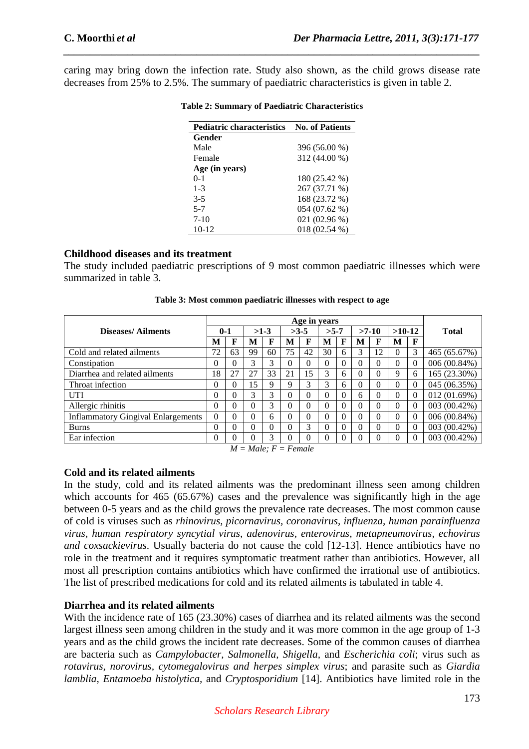caring may bring down the infection rate. Study also shown, as the child grows disease rate decreases from 25% to 2.5%. The summary of paediatric characteristics is given in table 2.

**Table 2: Summary of Paediatric Characteristics**

| Pediatric characteristics | No. of Patients |
|---|---|
| **Gender** | |
| Male | 396 (56.00 %) |
| Female | 312 (44.00 %) |
| **Age (in years)** | |
| 0-1 | 180 (25.42 %) |
| 1-3 | 267 (37.71 %) |
| 3-5 | 168 (23.72 %) |
| 5-7 | 054 (07.62 %) |
| 7-10 | 021 (02.96 %) |
| 10-12 | 018 (02.54 %) |

## Childhood diseases and its treatment

The study included paediatric prescriptions of 9 most common paediatric illnesses which were summarized in table 3.

**Table 3: Most common paediatric illnesses with respect to age**

| Diseases/ Ailments | Age in years | | | | | | | | | | | | Total |
|---|---|---|---|---|---|---|---|---|---|---|---|---|---|
| | 0-1 | | >1-3 | | >3-5 | | >5-7 | | >7-10 | | >10-12 | | |
| | M | F | M | F | M | F | M | F | M | F | M | F | |
| Cold and related ailments | 72 | 63 | 99 | 60 | 75 | 42 | 30 | 6 | 3 | 12 | 0 | 3 | 465 (65.67%) |
| Constipation | 0 | 0 | 3 | 3 | 0 | 0 | 0 | 0 | 0 | 0 | 0 | 0 | 006 (00.84%) |
| Diarrhea and related ailments | 18 | 27 | 27 | 33 | 21 | 15 | 3 | 6 | 0 | 0 | 9 | 6 | 165 (23.30%) |
| Throat infection | 0 | 0 | 15 | 9 | 9 | 3 | 3 | 6 | 0 | 0 | 0 | 0 | 045 (06.35%) |
| UTI | 0 | 0 | 3 | 3 | 0 | 0 | 0 | 0 | 6 | 0 | 0 | 0 | 012 (01.69%) |
| Allergic rhinitis | 0 | 0 | 0 | 3 | 0 | 0 | 0 | 0 | 0 | 0 | 0 | 0 | 003 (00.42%) |
| Inflammatory Gingival Enlargements | 0 | 0 | 0 | 6 | 0 | 0 | 0 | 0 | 0 | 0 | 0 | 0 | 006 (00.84%) |
| Burns | 0 | 0 | 0 | 0 | 0 | 3 | 0 | 0 | 0 | 0 | 0 | 0 | 003 (00.42%) |
| Ear infection | 0 | 0 | 0 | 3 | 0 | 0 | 0 | 0 | 0 | 0 | 0 | 0 | 003 (00.42%) |

*M = Male; F = Female*

## Cold and its related ailments

In the study, cold and its related ailments was the predominant illness seen among children which accounts for 465 (65.67%) cases and the prevalence was significantly high in the age between 0-5 years and as the child grows the prevalence rate decreases. The most common cause of cold is viruses such as *rhinovirus, picornavirus, coronavirus, influenza, human parainfluenza virus, human respiratory syncytial virus, adenovirus, enterovirus, metapneumovirus, echovirus and coxsackievirus*. Usually bacteria do not cause the cold [12-13]. Hence antibiotics have no role in the treatment and it requires symptomatic treatment rather than antibiotics. However, all most all prescription contains antibiotics which have confirmed the irrational use of antibiotics. The list of prescribed medications for cold and its related ailments is tabulated in table 4.

## Diarrhea and its related ailments

With the incidence rate of 165 (23.30%) cases of diarrhea and its related ailments was the second largest illness seen among children in the study and it was more common in the age group of 1-3 years and as the child grows the incident rate decreases. Some of the common causes of diarrhea are bacteria such as *Campylobacter, Salmonella, Shigella,* and *Escherichia coli*; virus such as *rotavirus, norovirus, cytomegalovirus and herpes simplex virus*; and parasite such as *Giardia lamblia, Entamoeba histolytica,* and *Cryptosporidium* [14]. Antibiotics have limited role in the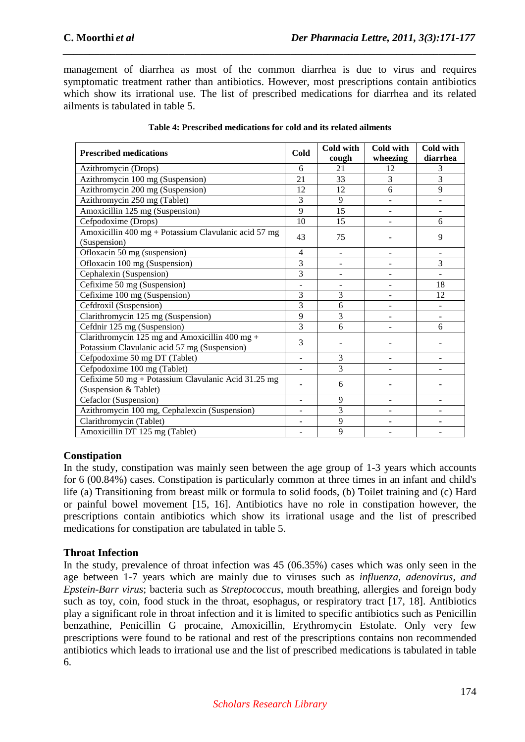management of diarrhea as most of the common diarrhea is due to virus and requires symptomatic treatment rather than antibiotics. However, most prescriptions contain antibiotics which show its irrational use. The list of prescribed medications for diarrhea and its related ailments is tabulated in table 5.

**Table 4: Prescribed medications for cold and its related ailments**

| Prescribed medications | Cold | Cold with cough | Cold with wheezing | Cold with diarrhea |
|---|---|---|---|---|
| Azithromycin (Drops) | 6 | 21 | 12 | 3 |
| Azithromycin 100 mg (Suspension) | 21 | 33 | 3 | 3 |
| Azithromycin 200 mg (Suspension) | 12 | 12 | 6 | 9 |
| Azithromycin 250 mg (Tablet) | 3 | 9 | - | - |
| Amoxicillin 125 mg (Suspension) | 9 | 15 | - | - |
| Cefpodoxime (Drops) | 10 | 15 | - | 6 |
| Amoxicillin 400 mg + Potassium Clavulanic acid 57 mg (Suspension) | 43 | 75 | - | 9 |
| Ofloxacin 50 mg (suspension) | 4 | - | - | - |
| Ofloxacin 100 mg (Suspension) | 3 | - | - | 3 |
| Cephalexin (Suspension) | 3 | - | - | - |
| Cefixime 50 mg (Suspension) | - | - | - | 18 |
| Cefixime 100 mg (Suspension) | 3 | 3 | - | 12 |
| Cefdroxil (Suspension) | 3 | 6 | - | - |
| Clarithromycin 125 mg (Suspension) | 9 | 3 | - | - |
| Cefdnir 125 mg (Suspension) | 3 | 6 | - | 6 |
| Clarithromycin 125 mg and Amoxicillin 400 mg + Potassium Clavulanic acid 57 mg (Suspension) | 3 | - | - | - |
| Cefpodoxime 50 mg DT (Tablet) | - | 3 | - | - |
| Cefpodoxime 100 mg (Tablet) | - | 3 | - | - |
| Cefixime 50 mg + Potassium Clavulanic Acid 31.25 mg (Suspension & Tablet) | - | 6 | - | - |
| Cefaclor (Suspension) | - | 9 | - | - |
| Azithromycin 100 mg, Cephalexcin (Suspension) | - | 3 | - | - |
| Clarithromycin (Tablet) | - | 9 | - | - |
| Amoxicillin DT 125 mg (Tablet) | - | 9 | - | - |

## Constipation

In the study, constipation was mainly seen between the age group of 1-3 years which accounts for 6 (00.84%) cases. Constipation is particularly common at three times in an infant and child's life (a) Transitioning from breast milk or formula to solid foods, (b) Toilet training and (c) Hard or painful bowel movement [15, 16]. Antibiotics have no role in constipation however, the prescriptions contain antibiotics which show its irrational usage and the list of prescribed medications for constipation are tabulated in table 5.

## Throat Infection

In the study, prevalence of throat infection was 45 (06.35%) cases which was only seen in the age between 1-7 years which are mainly due to viruses such as *influenza*, *adenovirus*, *and Epstein-Barr virus*; bacteria such as *Streptococcus*, mouth breathing, allergies and foreign body such as toy, coin, food stuck in the throat, esophagus, or respiratory tract [17, 18]. Antibiotics play a significant role in throat infection and it is limited to specific antibiotics such as Penicillin benzathine, Penicillin G procaine, Amoxicillin, Erythromycin Estolate. Only very few prescriptions were found to be rational and rest of the prescriptions contains non recommended antibiotics which leads to irrational use and the list of prescribed medications is tabulated in table 6.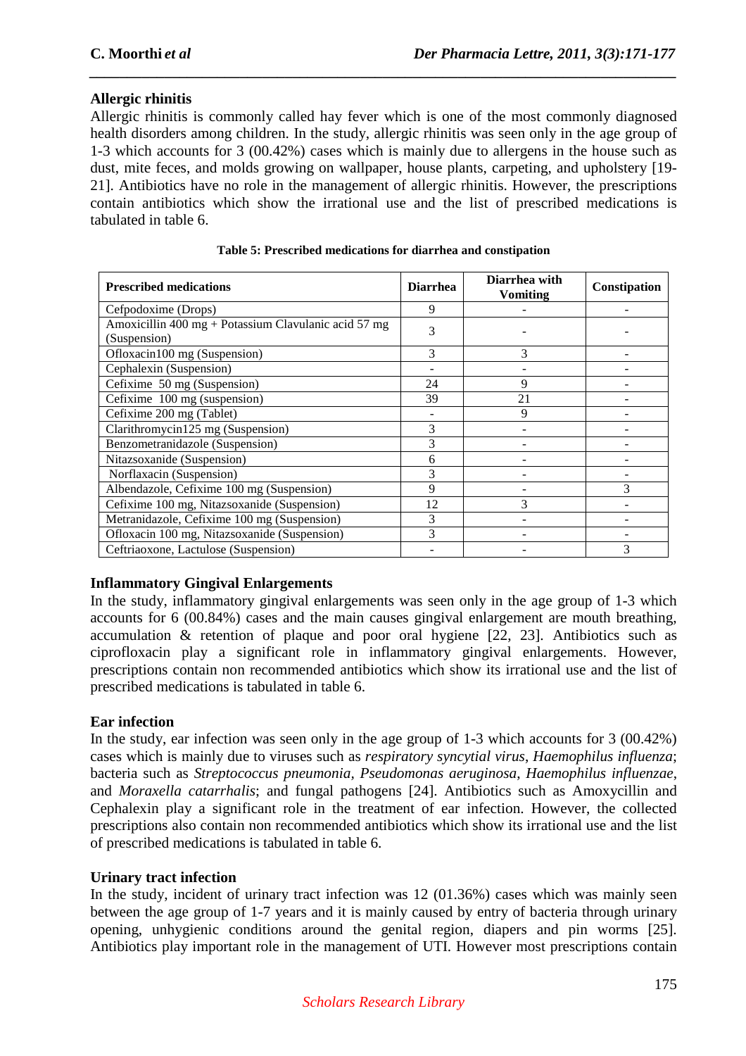## Allergic rhinitis

Allergic rhinitis is commonly called hay fever which is one of the most commonly diagnosed health disorders among children. In the study, allergic rhinitis was seen only in the age group of 1-3 which accounts for 3 (00.42%) cases which is mainly due to allergens in the house such as dust, mite feces, and molds growing on wallpaper, house plants, carpeting, and upholstery [19-21]. Antibiotics have no role in the management of allergic rhinitis. However, the prescriptions contain antibiotics which show the irrational use and the list of prescribed medications is tabulated in table 6.

**Table 5: Prescribed medications for diarrhea and constipation**

| Prescribed medications | Diarrhea | Diarrhea with Vomiting | Constipation |
|---|---|---|---|
| Cefpodoxime (Drops) | 9 | - | - |
| Amoxicillin 400 mg + Potassium Clavulanic acid 57 mg (Suspension) | 3 | - | - |
| Ofloxacin100 mg (Suspension) | 3 | 3 | - |
| Cephalexin (Suspension) | - | - | - |
| Cefixime 50 mg (Suspension) | 24 | 9 | - |
| Cefixime 100 mg (suspension) | 39 | 21 | - |
| Cefixime 200 mg (Tablet) | - | 9 | - |
| Clarithromycin125 mg (Suspension) | 3 | - | - |
| Benzometranidazole (Suspension) | 3 | - | - |
| Nitazsoxanide (Suspension) | 6 | - | - |
| Norflaxacin (Suspension) | 3 | - | - |
| Albendazole, Cefixime 100 mg (Suspension) | 9 | - | 3 |
| Cefixime 100 mg, Nitazsoxanide (Suspension) | 12 | 3 | - |
| Metranidazole, Cefixime 100 mg (Suspension) | 3 | - | - |
| Ofloxacin 100 mg, Nitazsoxanide (Suspension) | 3 | - | - |
| Ceftriaoxone, Lactulose (Suspension) | - | - | 3 |

## Inflammatory Gingival Enlargements

In the study, inflammatory gingival enlargements was seen only in the age group of 1-3 which accounts for 6 (00.84%) cases and the main causes gingival enlargement are mouth breathing, accumulation & retention of plaque and poor oral hygiene [22, 23]. Antibiotics such as ciprofloxacin play a significant role in inflammatory gingival enlargements. However, prescriptions contain non recommended antibiotics which show its irrational use and the list of prescribed medications is tabulated in table 6.

## Ear infection

In the study, ear infection was seen only in the age group of 1-3 which accounts for 3 (00.42%) cases which is mainly due to viruses such as *respiratory syncytial virus*, *Haemophilus influenza*; bacteria such as *Streptococcus pneumonia*, *Pseudomonas aeruginosa*, *Haemophilus influenzae*, and *Moraxella catarrhalis*; and fungal pathogens [24]. Antibiotics such as Amoxycillin and Cephalexin play a significant role in the treatment of ear infection. However, the collected prescriptions also contain non recommended antibiotics which show its irrational use and the list of prescribed medications is tabulated in table 6.

## Urinary tract infection

In the study, incident of urinary tract infection was 12 (01.36%) cases which was mainly seen between the age group of 1-7 years and it is mainly caused by entry of bacteria through urinary opening, unhygienic conditions around the genital region, diapers and pin worms [25]. Antibiotics play important role in the management of UTI. However most prescriptions contain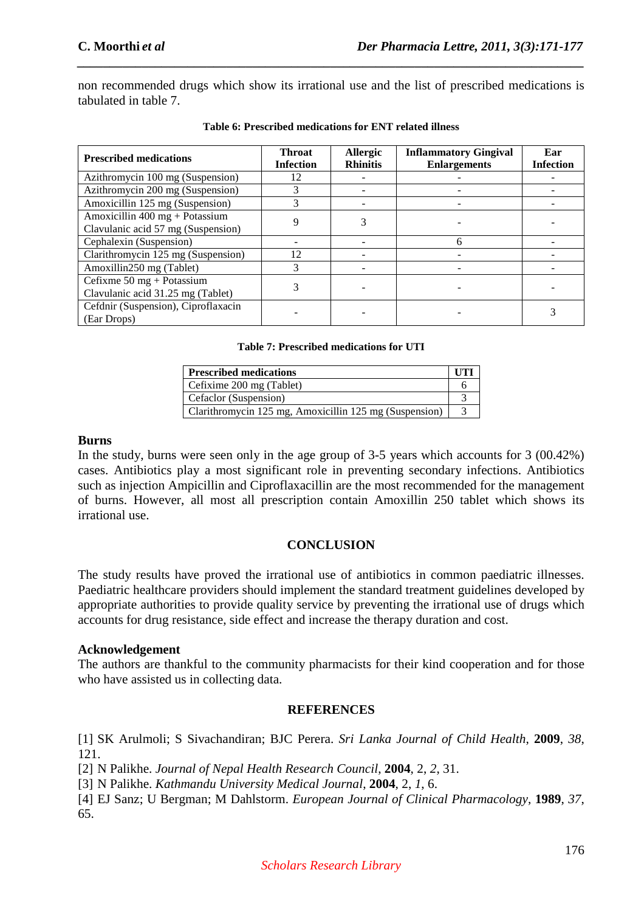non recommended drugs which show its irrational use and the list of prescribed medications is tabulated in table 7.

**Table 6: Prescribed medications for ENT related illness**

| Prescribed medications | Throat Infection | Allergic Rhinitis | Inflammatory Gingival Enlargements | Ear Infection |
|---|---|---|---|---|
| Azithromycin 100 mg (Suspension) | 12 | - | - | - |
| Azithromycin 200 mg (Suspension) | 3 | - | - | - |
| Amoxicillin 125 mg (Suspension) | 3 | - | - | - |
| Amoxicillin 400 mg + Potassium Clavulanic acid 57 mg (Suspension) | 9 | 3 | - | - |
| Cephalexin (Suspension) | - | - | 6 | - |
| Clarithromycin 125 mg (Suspension) | 12 | - | - | - |
| Amoxillin250 mg (Tablet) | 3 | - | - | - |
| Cefixme 50 mg + Potassium Clavulanic acid 31.25 mg (Tablet) | 3 | - | - | - |
| Cefdnir (Suspension), Ciproflaxacin (Ear Drops) | - | - | - | 3 |

**Table 7: Prescribed medications for UTI**

| Prescribed medications | UTI |
|---|---|
| Cefixime 200 mg (Tablet) | 6 |
| Cefaclor (Suspension) | 3 |
| Clarithromycin 125 mg, Amoxicillin 125 mg (Suspension) | 3 |

### Burns

In the study, burns were seen only in the age group of 3-5 years which accounts for 3 (00.42%) cases. Antibiotics play a most significant role in preventing secondary infections. Antibiotics such as injection Ampicillin and Ciproflaxacillin are the most recommended for the management of burns. However, all most all prescription contain Amoxillin 250 tablet which shows its irrational use.

## CONCLUSION

The study results have proved the irrational use of antibiotics in common paediatric illnesses. Paediatric healthcare providers should implement the standard treatment guidelines developed by appropriate authorities to provide quality service by preventing the irrational use of drugs which accounts for drug resistance, side effect and increase the therapy duration and cost.

### Acknowledgement

The authors are thankful to the community pharmacists for their kind cooperation and for those who have assisted us in collecting data.

## REFERENCES

[1] SK Arulmoli; S Sivachandiran; BJC Perera. *Sri Lanka Journal of Child Health*, **2009**, *38*, 121.

[2] N Palikhe. *Journal of Nepal Health Research Council*, **2004**, 2, *2*, 31.

[3] N Palikhe. *Kathmandu University Medical Journal*, **2004**, 2, *1*, 6.

[4] EJ Sanz; U Bergman; M Dahlstorm. *European Journal of Clinical Pharmacology*, **1989**, *37*, 65.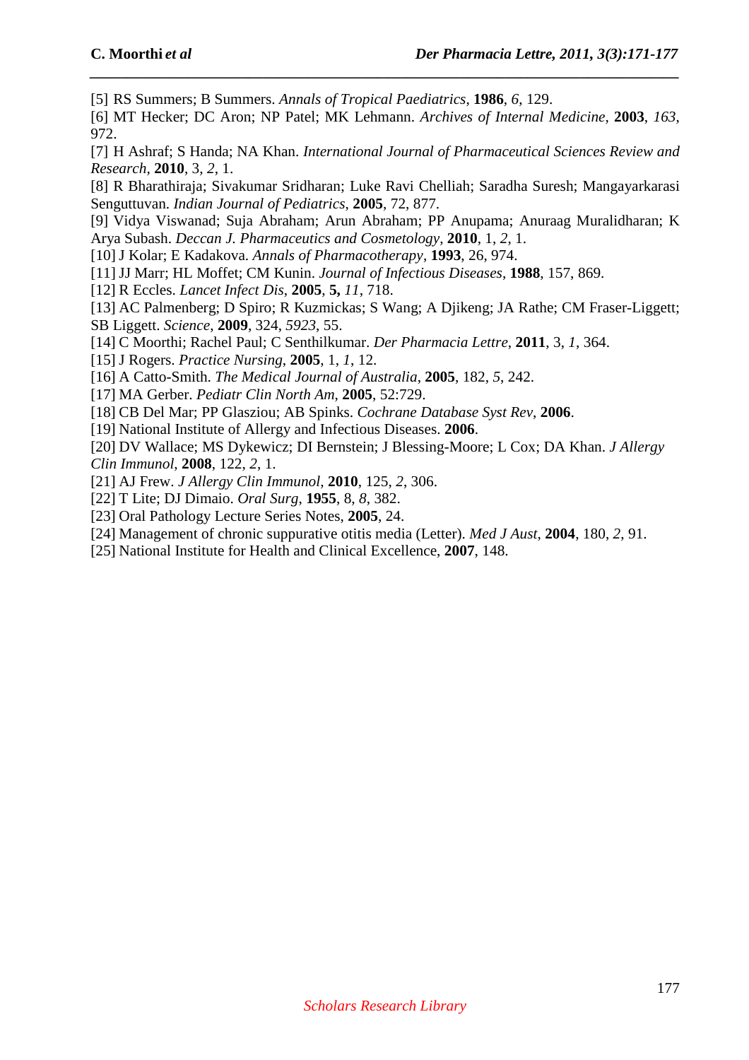[5] RS Summers; B Summers. *Annals of Tropical Paediatrics*, **1986**, *6*, 129.

[6] MT Hecker; DC Aron; NP Patel; MK Lehmann. *Archives of Internal Medicine*, **2003**, *163*, 972.

[7] H Ashraf; S Handa; NA Khan. *International Journal of Pharmaceutical Sciences Review and Research*, **2010**, 3, *2*, 1.

[8] R Bharathiraja; Sivakumar Sridharan; Luke Ravi Chelliah; Saradha Suresh; Mangayarkarasi Senguttuvan. *Indian Journal of Pediatrics*, **2005**, 72, 877.

[9] Vidya Viswanad; Suja Abraham; Arun Abraham; PP Anupama; Anuraag Muralidharan; K Arya Subash. *Deccan J. Pharmaceutics and Cosmetology*, **2010**, 1, *2*, 1.

[10] J Kolar; E Kadakova. *Annals of Pharmacotherapy*, **1993**, 26, 974.

[11] JJ Marr; HL Moffet; CM Kunin. *Journal of Infectious Diseases*, **1988**, 157, 869.

[12] R Eccles. *Lancet Infect Dis*, **2005**, **5,** *11*, 718.

[13] AC Palmenberg; D Spiro; R Kuzmickas; S Wang; A Djikeng; JA Rathe; CM Fraser-Liggett; SB Liggett. *Science*, **2009**, 324, *5923*, 55.

[14] C Moorthi; Rachel Paul; C Senthilkumar. *Der Pharmacia Lettre*, **2011**, 3, *1*, 364.

[15] J Rogers. *Practice Nursing*, **2005**, 1, *1*, 12.

[16] A Catto-Smith. *The Medical Journal of Australia*, **2005**, 182, *5*, 242.

[17] MA Gerber. *Pediatr Clin North Am*, **2005**, 52:729.

[18] CB Del Mar; PP Glasziou; AB Spinks. *Cochrane Database Syst Rev*, **2006**.

[19] National Institute of Allergy and Infectious Diseases. **2006**.

[20] DV Wallace; MS Dykewicz; DI Bernstein; J Blessing-Moore; L Cox; DA Khan. *J Allergy Clin Immunol*, **2008**, 122, *2*, 1.

[21] AJ Frew. *J Allergy Clin Immunol*, **2010**, 125, *2*, 306.

[22] T Lite; DJ Dimaio. *Oral Surg*, **1955**, 8, *8*, 382.

[23] Oral Pathology Lecture Series Notes, **2005**, 24.

[24] Management of chronic suppurative otitis media (Letter). *Med J Aust*, **2004**, 180, *2*, 91.

[25] National Institute for Health and Clinical Excellence, **2007**, 148.